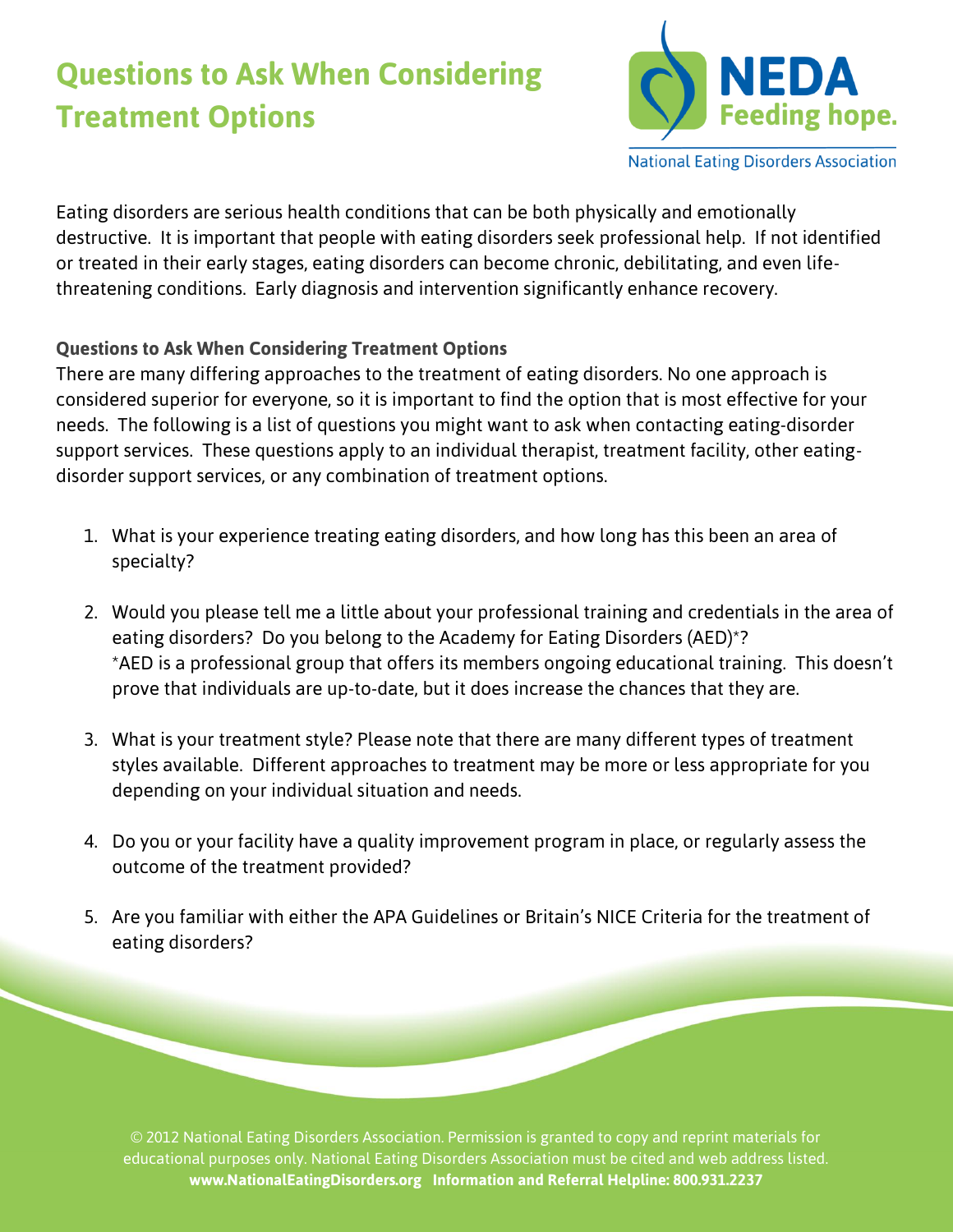# Questions to Ask When Considering Treatment Options

NEDA Feeding hope.

National Eating Disorders Association

Eating disorders are serious health conditions that can be both physically and emotionally destructive. It is important that people with eating disorders seek professional help. If not identified or treated in their early stages, eating disorders can become chronic, debilitating, and even life-threatening conditions. Early diagnosis and intervention significantly enhance recovery.

**Questions to Ask When Considering Treatment Options**

There are many differing approaches to the treatment of eating disorders. No one approach is considered superior for everyone, so it is important to find the option that is most effective for your needs. The following is a list of questions you might want to ask when contacting eating-disorder support services. These questions apply to an individual therapist, treatment facility, other eating-disorder support services, or any combination of treatment options.

1. What is your experience treating eating disorders, and how long has this been an area of specialty?
2. Would you please tell me a little about your professional training and credentials in the area of eating disorders? Do you belong to the Academy for Eating Disorders (AED)*?
   *AED is a professional group that offers its members ongoing educational training. This doesn't prove that individuals are up-to-date, but it does increase the chances that they are.
3. What is your treatment style? Please note that there are many different types of treatment styles available. Different approaches to treatment may be more or less appropriate for you depending on your individual situation and needs.
4. Do you or your facility have a quality improvement program in place, or regularly assess the outcome of the treatment provided?
5. Are you familiar with either the APA Guidelines or Britain's NICE Criteria for the treatment of eating disorders?

© 2012 National Eating Disorders Association. Permission is granted to copy and reprint materials for educational purposes only. National Eating Disorders Association must be cited and web address listed.
**www.NationalEatingDisorders.org Information and Referral Helpline: 800.931.2237**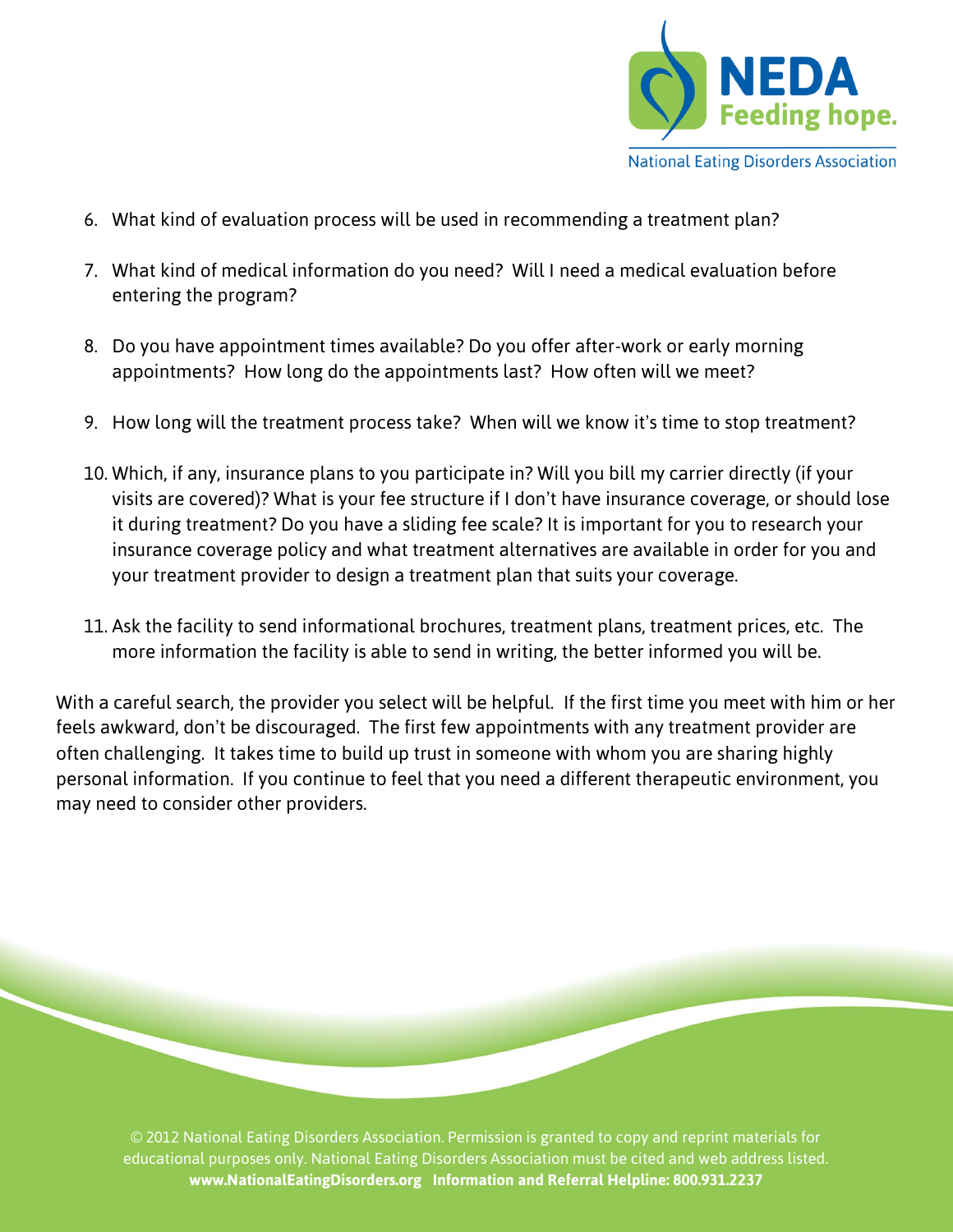6. What kind of evaluation process will be used in recommending a treatment plan?

7. What kind of medical information do you need? Will I need a medical evaluation before entering the program?

8. Do you have appointment times available? Do you offer after-work or early morning appointments? How long do the appointments last? How often will we meet?

9. How long will the treatment process take? When will we know it's time to stop treatment?

10. Which, if any, insurance plans to you participate in? Will you bill my carrier directly (if your visits are covered)? What is your fee structure if I don't have insurance coverage, or should lose it during treatment? Do you have a sliding fee scale? It is important for you to research your insurance coverage policy and what treatment alternatives are available in order for you and your treatment provider to design a treatment plan that suits your coverage.

11. Ask the facility to send informational brochures, treatment plans, treatment prices, etc. The more information the facility is able to send in writing, the better informed you will be.

With a careful search, the provider you select will be helpful. If the first time you meet with him or her feels awkward, don't be discouraged. The first few appointments with any treatment provider are often challenging. It takes time to build up trust in someone with whom you are sharing highly personal information. If you continue to feel that you need a different therapeutic environment, you may need to consider other providers.

© 2012 National Eating Disorders Association. Permission is granted to copy and reprint materials for educational purposes only. National Eating Disorders Association must be cited and web address listed.
**www.NationalEatingDisorders.org Information and Referral Helpline: 800.931.2237**